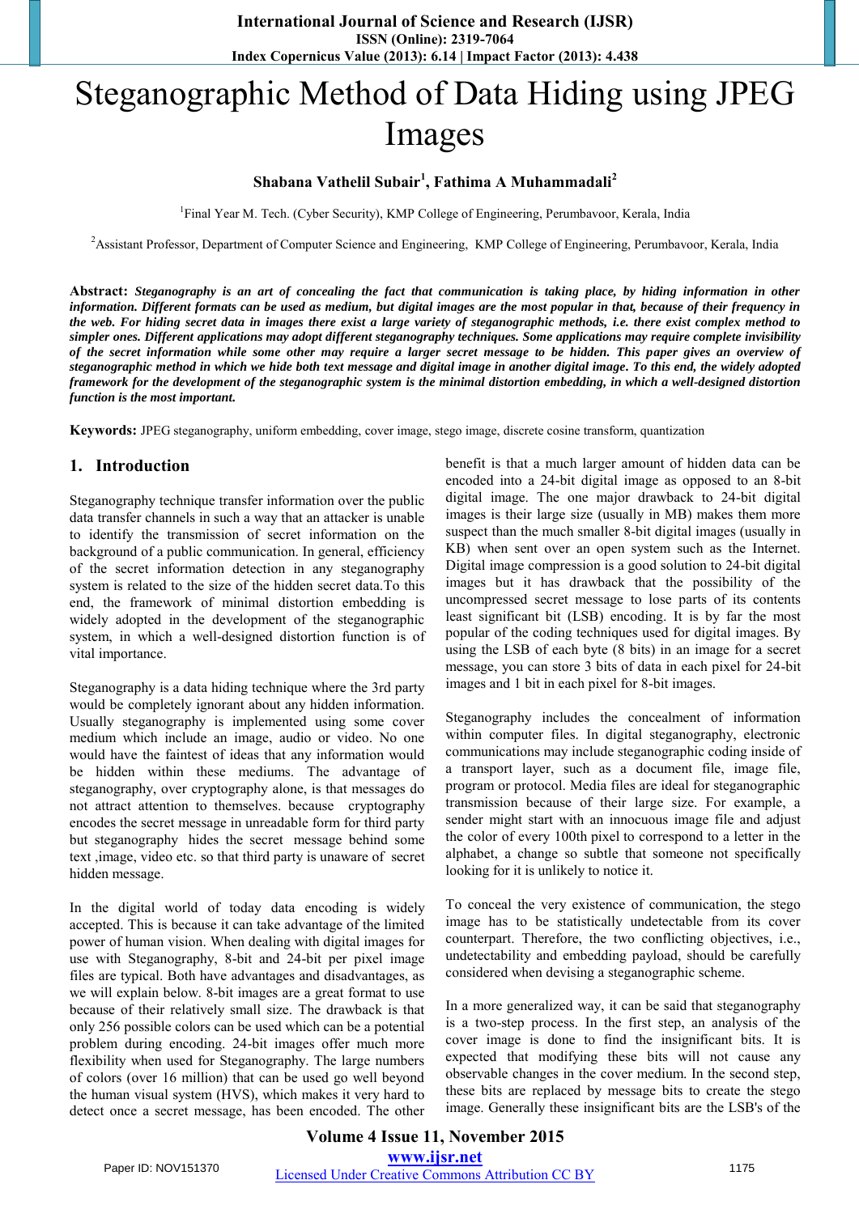# Steganographic Method of Data Hiding using JPEG Images

**Shabana Vathelil Subair[1], Fathima A Muhammadali[2]**

[1]Final Year M. Tech. (Cyber Security), KMP College of Engineering, Perumbavoor, Kerala, India

[2]Assistant Professor, Department of Computer Science and Engineering, KMP College of Engineering, Perumbavoor, Kerala, India

**Abstract:** ***Steganography is an art of concealing the fact that communication is taking place, by hiding information in other information. Different formats can be used as medium, but digital images are the most popular in that, because of their frequency in the web. For hiding secret data in images there exist a large variety of steganographic methods, i.e. there exist complex method to simpler ones. Different applications may adopt different steganography techniques. Some applications may require complete invisibility of the secret information while some other may require a larger secret message to be hidden. This paper gives an overview of steganographic method in which we hide both text message and digital image in another digital image. To this end, the widely adopted framework for the development of the steganographic system is the minimal distortion embedding, in which a well-designed distortion function is the most important.***

**Keywords:** JPEG steganography, uniform embedding, cover image, stego image, discrete cosine transform, quantization

## 1. Introduction

Steganography technique transfer information over the public data transfer channels in such a way that an attacker is unable to identify the transmission of secret information on the background of a public communication. In general, efficiency of the secret information detection in any steganography system is related to the size of the hidden secret data.To this end, the framework of minimal distortion embedding is widely adopted in the development of the steganographic system, in which a well-designed distortion function is of vital importance.

Steganography is a data hiding technique where the 3rd party would be completely ignorant about any hidden information. Usually steganography is implemented using some cover medium which include an image, audio or video. No one would have the faintest of ideas that any information would be hidden within these mediums. The advantage of steganography, over cryptography alone, is that messages do not attract attention to themselves. because cryptography encodes the secret message in unreadable form for third party but steganography hides the secret message behind some text ,image, video etc. so that third party is unaware of secret hidden message.

In the digital world of today data encoding is widely accepted. This is because it can take advantage of the limited power of human vision. When dealing with digital images for use with Steganography, 8-bit and 24-bit per pixel image files are typical. Both have advantages and disadvantages, as we will explain below. 8-bit images are a great format to use because of their relatively small size. The drawback is that only 256 possible colors can be used which can be a potential problem during encoding. 24-bit images offer much more flexibility when used for Steganography. The large numbers of colors (over 16 million) that can be used go well beyond the human visual system (HVS), which makes it very hard to detect once a secret message, has been encoded. The other benefit is that a much larger amount of hidden data can be encoded into a 24-bit digital image as opposed to an 8-bit digital image. The one major drawback to 24-bit digital images is their large size (usually in MB) makes them more suspect than the much smaller 8-bit digital images (usually in KB) when sent over an open system such as the Internet. Digital image compression is a good solution to 24-bit digital images but it has drawback that the possibility of the uncompressed secret message to lose parts of its contents least significant bit (LSB) encoding. It is by far the most popular of the coding techniques used for digital images. By using the LSB of each byte (8 bits) in an image for a secret message, you can store 3 bits of data in each pixel for 24-bit images and 1 bit in each pixel for 8-bit images.

Steganography includes the concealment of information within computer files. In digital steganography, electronic communications may include steganographic coding inside of a transport layer, such as a document file, image file, program or protocol. Media files are ideal for steganographic transmission because of their large size. For example, a sender might start with an innocuous image file and adjust the color of every 100th pixel to correspond to a letter in the alphabet, a change so subtle that someone not specifically looking for it is unlikely to notice it.

To conceal the very existence of communication, the stego image has to be statistically undetectable from its cover counterpart. Therefore, the two conflicting objectives, i.e., undetectability and embedding payload, should be carefully considered when devising a steganographic scheme.

In a more generalized way, it can be said that steganography is a two-step process. In the first step, an analysis of the cover image is done to find the insignificant bits. It is expected that modifying these bits will not cause any observable changes in the cover medium. In the second step, these bits are replaced by message bits to create the stego image. Generally these insignificant bits are the LSB's of the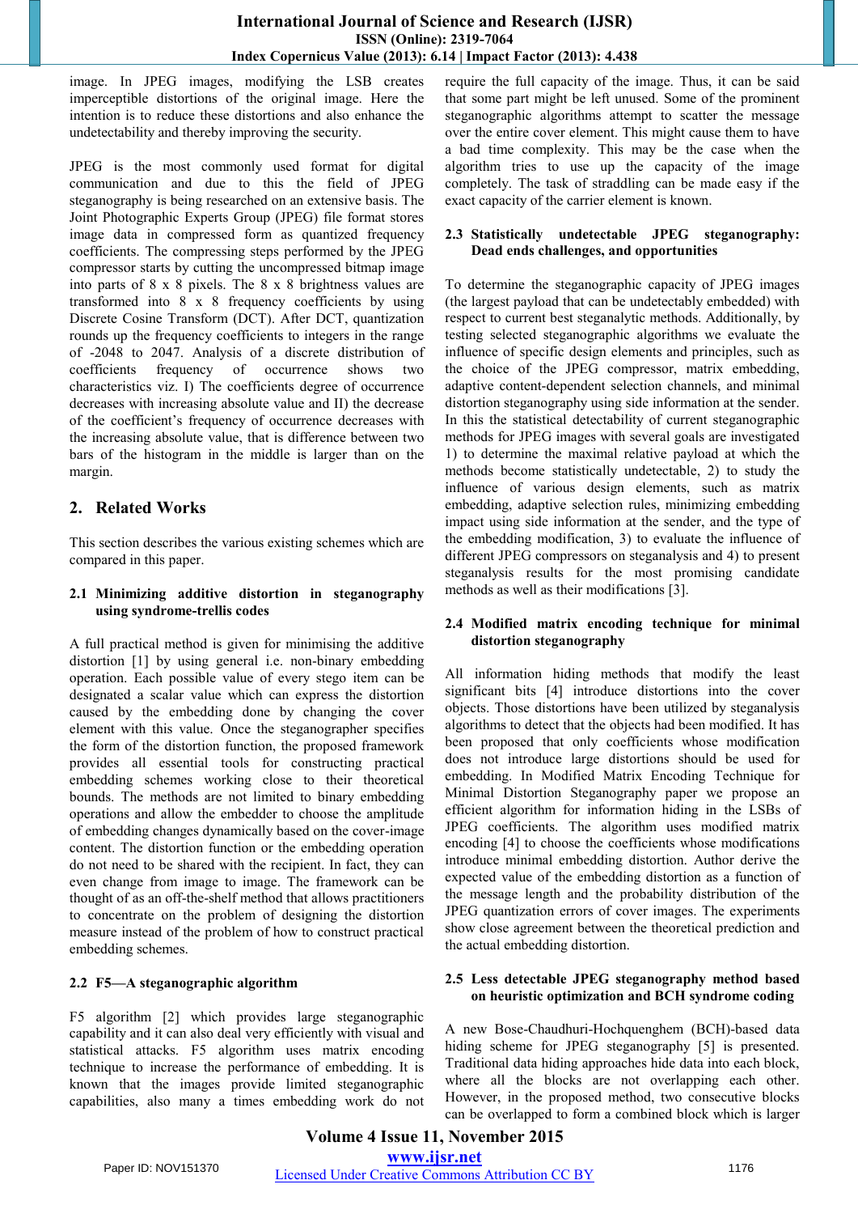image. In JPEG images, modifying the LSB creates imperceptible distortions of the original image. Here the intention is to reduce these distortions and also enhance the undetectability and thereby improving the security.

JPEG is the most commonly used format for digital communication and due to this the field of JPEG steganography is being researched on an extensive basis. The Joint Photographic Experts Group (JPEG) file format stores image data in compressed form as quantized frequency coefficients. The compressing steps performed by the JPEG compressor starts by cutting the uncompressed bitmap image into parts of 8 x 8 pixels. The 8 x 8 brightness values are transformed into 8 x 8 frequency coefficients by using Discrete Cosine Transform (DCT). After DCT, quantization rounds up the frequency coefficients to integers in the range of -2048 to 2047. Analysis of a discrete distribution of coefficients frequency of occurrence shows two characteristics viz. I) The coefficients degree of occurrence decreases with increasing absolute value and II) the decrease of the coefficient's frequency of occurrence decreases with the increasing absolute value, that is difference between two bars of the histogram in the middle is larger than on the margin.

## 2. Related Works

This section describes the various existing schemes which are compared in this paper.

### 2.1 Minimizing additive distortion in steganography using syndrome-trellis codes

A full practical method is given for minimising the additive distortion [1] by using general i.e. non-binary embedding operation. Each possible value of every stego item can be designated a scalar value which can express the distortion caused by the embedding done by changing the cover element with this value. Once the steganographer specifies the form of the distortion function, the proposed framework provides all essential tools for constructing practical embedding schemes working close to their theoretical bounds. The methods are not limited to binary embedding operations and allow the embedder to choose the amplitude of embedding changes dynamically based on the cover-image content. The distortion function or the embedding operation do not need to be shared with the recipient. In fact, they can even change from image to image. The framework can be thought of as an off-the-shelf method that allows practitioners to concentrate on the problem of designing the distortion measure instead of the problem of how to construct practical embedding schemes.

### 2.2 F5—A steganographic algorithm

F5 algorithm [2] which provides large steganographic capability and it can also deal very efficiently with visual and statistical attacks. F5 algorithm uses matrix encoding technique to increase the performance of embedding. It is known that the images provide limited steganographic capabilities, also many a times embedding work do not require the full capacity of the image. Thus, it can be said that some part might be left unused. Some of the prominent steganographic algorithms attempt to scatter the message over the entire cover element. This might cause them to have a bad time complexity. This may be the case when the algorithm tries to use up the capacity of the image completely. The task of straddling can be made easy if the exact capacity of the carrier element is known.

### 2.3 Statistically undetectable JPEG steganography: Dead ends challenges, and opportunities

To determine the steganographic capacity of JPEG images (the largest payload that can be undetectably embedded) with respect to current best steganalytic methods. Additionally, by testing selected steganographic algorithms we evaluate the influence of specific design elements and principles, such as the choice of the JPEG compressor, matrix embedding, adaptive content-dependent selection channels, and minimal distortion steganography using side information at the sender. In this the statistical detectability of current steganographic methods for JPEG images with several goals are investigated 1) to determine the maximal relative payload at which the methods become statistically undetectable, 2) to study the influence of various design elements, such as matrix embedding, adaptive selection rules, minimizing embedding impact using side information at the sender, and the type of the embedding modification, 3) to evaluate the influence of different JPEG compressors on steganalysis and 4) to present steganalysis results for the most promising candidate methods as well as their modifications [3].

### 2.4 Modified matrix encoding technique for minimal distortion steganography

All information hiding methods that modify the least significant bits [4] introduce distortions into the cover objects. Those distortions have been utilized by steganalysis algorithms to detect that the objects had been modified. It has been proposed that only coefficients whose modification does not introduce large distortions should be used for embedding. In Modified Matrix Encoding Technique for Minimal Distortion Steganography paper we propose an efficient algorithm for information hiding in the LSBs of JPEG coefficients. The algorithm uses modified matrix encoding [4] to choose the coefficients whose modifications introduce minimal embedding distortion. Author derive the expected value of the embedding distortion as a function of the message length and the probability distribution of the JPEG quantization errors of cover images. The experiments show close agreement between the theoretical prediction and the actual embedding distortion.

### 2.5 Less detectable JPEG steganography method based on heuristic optimization and BCH syndrome coding

A new Bose-Chaudhuri-Hochquenghem (BCH)-based data hiding scheme for JPEG steganography [5] is presented. Traditional data hiding approaches hide data into each block, where all the blocks are not overlapping each other. However, in the proposed method, two consecutive blocks can be overlapped to form a combined block which is larger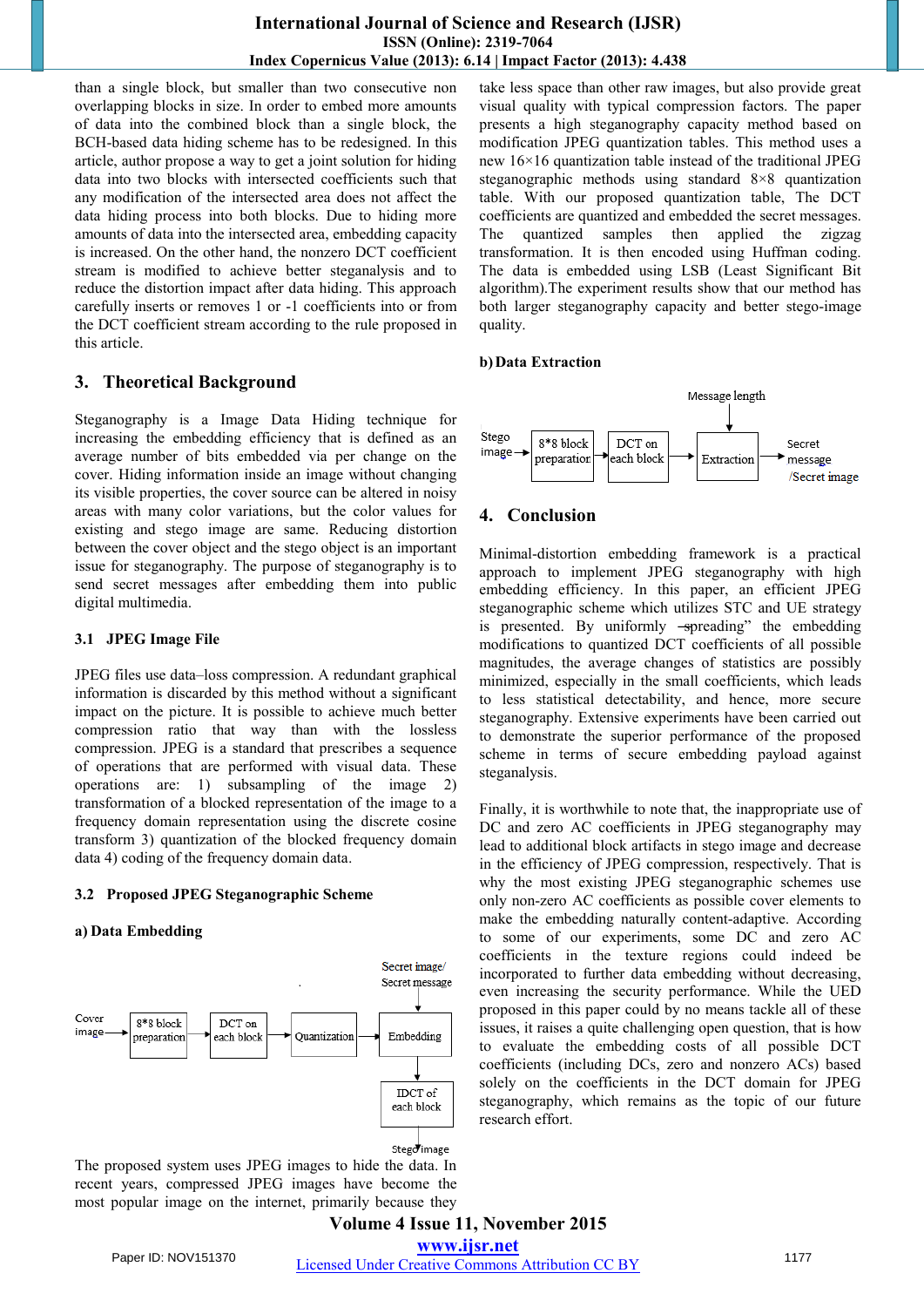than a single block, but smaller than two consecutive non overlapping blocks in size. In order to embed more amounts of data into the combined block than a single block, the BCH-based data hiding scheme has to be redesigned. In this article, author propose a way to get a joint solution for hiding data into two blocks with intersected coefficients such that any modification of the intersected area does not affect the data hiding process into both blocks. Due to hiding more amounts of data into the intersected area, embedding capacity is increased. On the other hand, the nonzero DCT coefficient stream is modified to achieve better steganalysis and to reduce the distortion impact after data hiding. This approach carefully inserts or removes 1 or -1 coefficients into or from the DCT coefficient stream according to the rule proposed in this article.

## 3. Theoretical Background

Steganography is a Image Data Hiding technique for increasing the embedding efficiency that is defined as an average number of bits embedded via per change on the cover. Hiding information inside an image without changing its visible properties, the cover source can be altered in noisy areas with many color variations, but the color values for existing and stego image are same. Reducing distortion between the cover object and the stego object is an important issue for steganography. The purpose of steganography is to send secret messages after embedding them into public digital multimedia.

### 3.1 JPEG Image File

JPEG files use data–loss compression. A redundant graphical information is discarded by this method without a significant impact on the picture. It is possible to achieve much better compression ratio that way than with the lossless compression. JPEG is a standard that prescribes a sequence of operations that are performed with visual data. These operations are: 1) subsampling of the image 2) transformation of a blocked representation of the image to a frequency domain representation using the discrete cosine transform 3) quantization of the blocked frequency domain data 4) coding of the frequency domain data.

### 3.2 Proposed JPEG Steganographic Scheme

**a) Data Embedding**

Cover image → 8*8 block preparation → DCT on each block → Quantization → Embedding (← Secret image/ Secret message) → IDCT of each block → Stego image

The proposed system uses JPEG images to hide the data. In recent years, compressed JPEG images have become the most popular image on the internet, primarily because they take less space than other raw images, but also provide great visual quality with typical compression factors. The paper presents a high steganography capacity method based on modification JPEG quantization tables. This method uses a new 16×16 quantization table instead of the traditional JPEG steganographic methods using standard 8×8 quantization table. With our proposed quantization table, The DCT coefficients are quantized and embedded the secret messages. The quantized samples then applied the zigzag transformation. It is then encoded using Huffman coding. The data is embedded using LSB (Least Significant Bit algorithm).The experiment results show that our method has both larger steganography capacity and better stego-image quality.

**b) Data Extraction**

Stego image → 8*8 block preparation → DCT on each block → Extraction (← Message length) → Secret message /Secret image

## 4. Conclusion

Minimal-distortion embedding framework is a practical approach to implement JPEG steganography with high embedding efficiency. In this paper, an efficient JPEG steganographic scheme which utilizes STC and UE strategy is presented. By uniformly ―spreading" the embedding modifications to quantized DCT coefficients of all possible magnitudes, the average changes of statistics are possibly minimized, especially in the small coefficients, which leads to less statistical detectability, and hence, more secure steganography. Extensive experiments have been carried out to demonstrate the superior performance of the proposed scheme in terms of secure embedding payload against steganalysis.

Finally, it is worthwhile to note that, the inappropriate use of DC and zero AC coefficients in JPEG steganography may lead to additional block artifacts in stego image and decrease in the efficiency of JPEG compression, respectively. That is why the most existing JPEG steganographic schemes use only non-zero AC coefficients as possible cover elements to make the embedding naturally content-adaptive. According to some of our experiments, some DC and zero AC coefficients in the texture regions could indeed be incorporated to further data embedding without decreasing, even increasing the security performance. While the UED proposed in this paper could by no means tackle all of these issues, it raises a quite challenging open question, that is how to evaluate the embedding costs of all possible DCT coefficients (including DCs, zero and nonzero ACs) based solely on the coefficients in the DCT domain for JPEG steganography, which remains as the topic of our future research effort.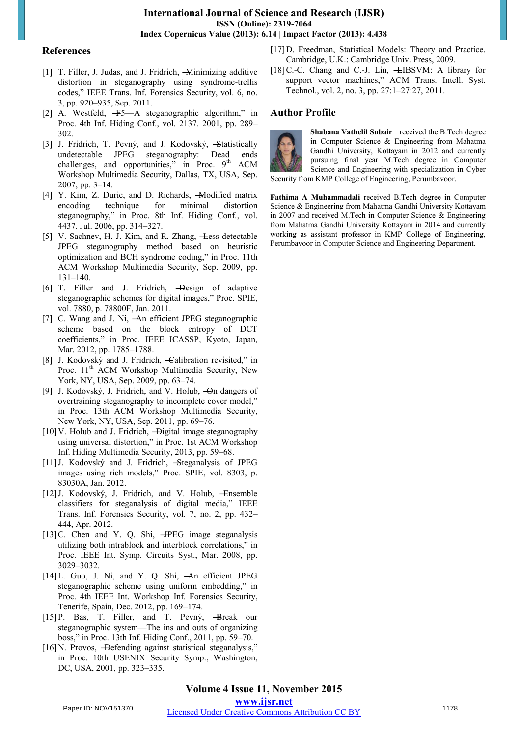## References

[1] T. Filler, J. Judas, and J. Fridrich, ―Minimizing additive distortion in steganography using syndrome-trellis codes," IEEE Trans. Inf. Forensics Security, vol. 6, no. 3, pp. 920–935, Sep. 2011.

[2] A. Westfeld, ―F5—A steganographic algorithm," in Proc. 4th Inf. Hiding Conf., vol. 2137. 2001, pp. 289–302.

[3] J. Fridrich, T. Pevný, and J. Kodovský, ―Statistically undetectable JPEG steganography: Dead ends challenges, and opportunities," in Proc. 9th ACM Workshop Multimedia Security, Dallas, TX, USA, Sep. 2007, pp. 3–14.

[4] Y. Kim, Z. Duric, and D. Richards, ―Modified matrix encoding technique for minimal distortion steganography," in Proc. 8th Inf. Hiding Conf., vol. 4437. Jul. 2006, pp. 314–327.

[5] V. Sachnev, H. J. Kim, and R. Zhang, ―Less detectable JPEG steganography method based on heuristic optimization and BCH syndrome coding," in Proc. 11th ACM Workshop Multimedia Security, Sep. 2009, pp. 131–140.

[6] T. Filler and J. Fridrich, ―Design of adaptive steganographic schemes for digital images," Proc. SPIE, vol. 7880, p. 78800F, Jan. 2011.

[7] C. Wang and J. Ni, ―An efficient JPEG steganographic scheme based on the block entropy of DCT coefficients," in Proc. IEEE ICASSP, Kyoto, Japan, Mar. 2012, pp. 1785–1788.

[8] J. Kodovský and J. Fridrich, ―Calibration revisited," in Proc. 11th ACM Workshop Multimedia Security, New York, NY, USA, Sep. 2009, pp. 63–74.

[9] J. Kodovský, J. Fridrich, and V. Holub, ―On dangers of overtraining steganography to incomplete cover model," in Proc. 13th ACM Workshop Multimedia Security, New York, NY, USA, Sep. 2011, pp. 69–76.

[10] V. Holub and J. Fridrich, ―Digital image steganography using universal distortion," in Proc. 1st ACM Workshop Inf. Hiding Multimedia Security, 2013, pp. 59–68.

[11] J. Kodovský and J. Fridrich, ―Steganalysis of JPEG images using rich models," Proc. SPIE, vol. 8303, p. 83030A, Jan. 2012.

[12] J. Kodovský, J. Fridrich, and V. Holub, ―Ensemble classifiers for steganalysis of digital media," IEEE Trans. Inf. Forensics Security, vol. 7, no. 2, pp. 432–444, Apr. 2012.

[13] C. Chen and Y. Q. Shi, ―JPEG image steganalysis utilizing both intrablock and interblock correlations," in Proc. IEEE Int. Symp. Circuits Syst., Mar. 2008, pp. 3029–3032.

[14] L. Guo, J. Ni, and Y. Q. Shi, ―An efficient JPEG steganographic scheme using uniform embedding," in Proc. 4th IEEE Int. Workshop Inf. Forensics Security, Tenerife, Spain, Dec. 2012, pp. 169–174.

[15] P. Bas, T. Filler, and T. Pevný, ―Break our steganographic system—The ins and outs of organizing boss," in Proc. 13th Inf. Hiding Conf., 2011, pp. 59–70.

[16] N. Provos, ―Defending against statistical steganalysis," in Proc. 10th USENIX Security Symp., Washington, DC, USA, 2001, pp. 323–335.

[17] D. Freedman, Statistical Models: Theory and Practice. Cambridge, U.K.: Cambridge Univ. Press, 2009.

[18] C.-C. Chang and C.-J. Lin, ―LIBSVM: A library for support vector machines," ACM Trans. Intell. Syst. Technol., vol. 2, no. 3, pp. 27:1–27:27, 2011.

## Author Profile

**Shabana Vathelil Subair** received the B.Tech degree in Computer Science & Engineering from Mahatma Gandhi University, Kottayam in 2012 and currently pursuing final year M.Tech degree in Computer Science and Engineering with specialization in Cyber Security from KMP College of Engineering, Perumbavoor.

**Fathima A Muhammadali** received B.Tech degree in Computer Science & Engineering from Mahatma Gandhi University Kottayam in 2007 and received M.Tech in Computer Science & Engineering from Mahatma Gandhi University Kottayam in 2014 and currently working as assistant professor in KMP College of Engineering, Perumbavoor in Computer Science and Engineering Department.